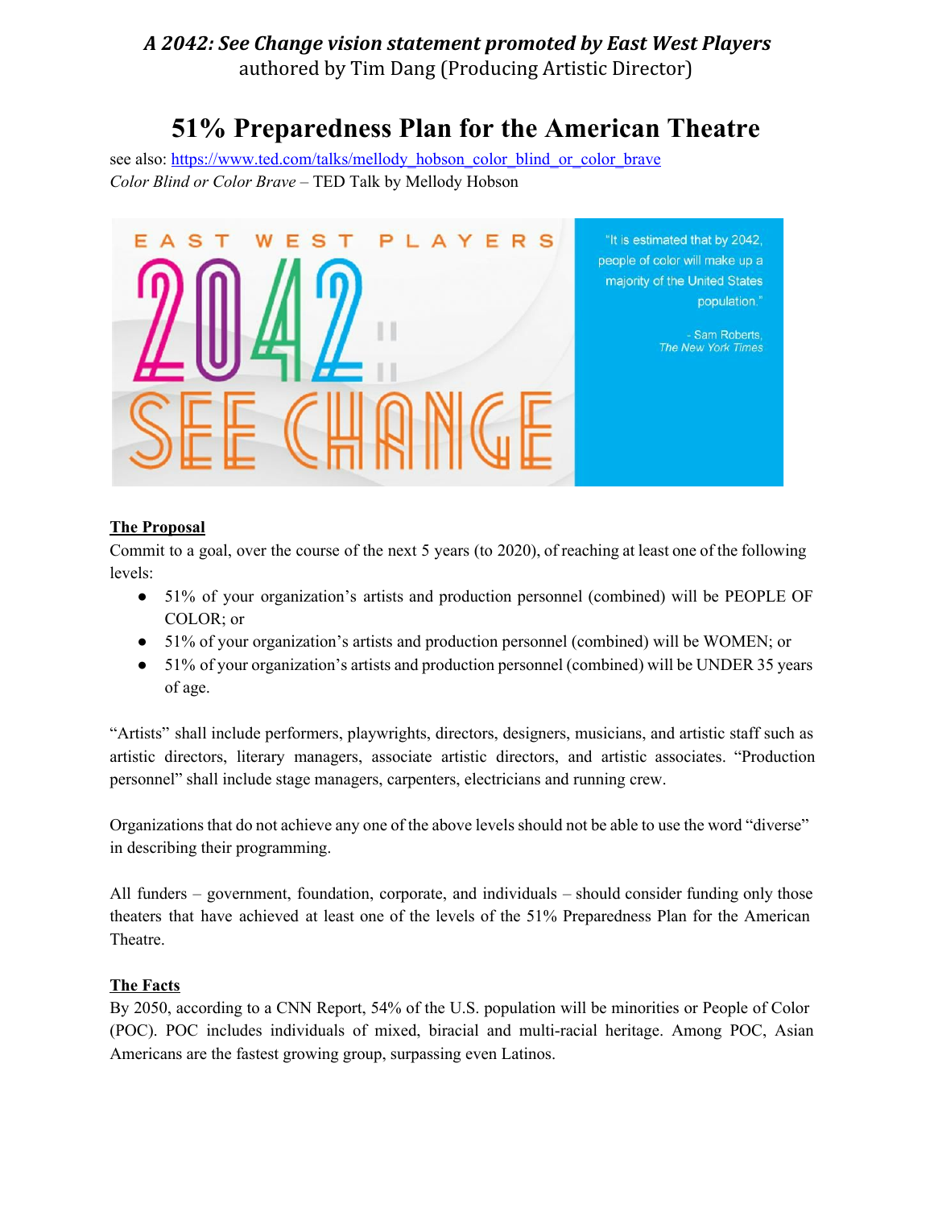***A 2042: See Change vision statement promoted by East West Players***
authored by Tim Dang (Producing Artistic Director)

# 51% Preparedness Plan for the American Theatre

see also: https://www.ted.com/talks/mellody_hobson_color_blind_or_color_brave
*Color Blind or Color Brave* – TED Talk by Mellody Hobson

EAST WEST PLAYERS
2042: SEE CHANGE

"It is estimated that by 2042, people of color will make up a majority of the United States population."

- Sam Roberts, *The New York Times*

**The Proposal**

Commit to a goal, over the course of the next 5 years (to 2020), of reaching at least one of the following levels:

- 51% of your organization's artists and production personnel (combined) will be PEOPLE OF COLOR; or
- 51% of your organization's artists and production personnel (combined) will be WOMEN; or
- 51% of your organization's artists and production personnel (combined) will be UNDER 35 years of age.

"Artists" shall include performers, playwrights, directors, designers, musicians, and artistic staff such as artistic directors, literary managers, associate artistic directors, and artistic associates. "Production personnel" shall include stage managers, carpenters, electricians and running crew.

Organizations that do not achieve any one of the above levels should not be able to use the word "diverse" in describing their programming.

All funders – government, foundation, corporate, and individuals – should consider funding only those theaters that have achieved at least one of the levels of the 51% Preparedness Plan for the American Theatre.

**The Facts**

By 2050, according to a CNN Report, 54% of the U.S. population will be minorities or People of Color (POC). POC includes individuals of mixed, biracial and multi-racial heritage. Among POC, Asian Americans are the fastest growing group, surpassing even Latinos.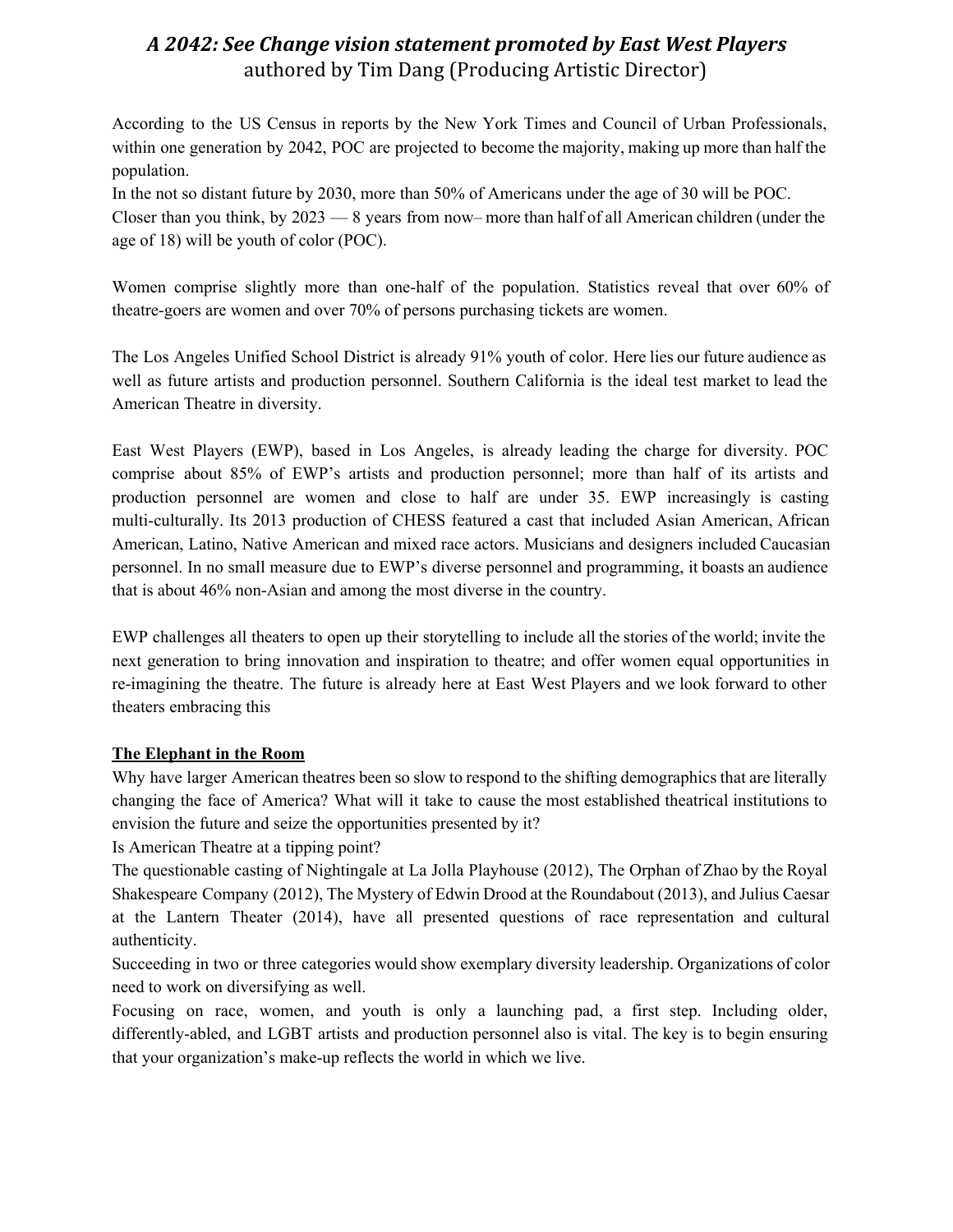# *A 2042: See Change vision statement promoted by East West Players*

authored by Tim Dang (Producing Artistic Director)

According to the US Census in reports by the New York Times and Council of Urban Professionals, within one generation by 2042, POC are projected to become the majority, making up more than half the population.
In the not so distant future by 2030, more than 50% of Americans under the age of 30 will be POC.
Closer than you think, by 2023 — 8 years from now– more than half of all American children (under the age of 18) will be youth of color (POC).

Women comprise slightly more than one-half of the population. Statistics reveal that over 60% of theatre-goers are women and over 70% of persons purchasing tickets are women.

The Los Angeles Unified School District is already 91% youth of color. Here lies our future audience as well as future artists and production personnel. Southern California is the ideal test market to lead the American Theatre in diversity.

East West Players (EWP), based in Los Angeles, is already leading the charge for diversity. POC comprise about 85% of EWP's artists and production personnel; more than half of its artists and production personnel are women and close to half are under 35. EWP increasingly is casting multi-culturally. Its 2013 production of CHESS featured a cast that included Asian American, African American, Latino, Native American and mixed race actors. Musicians and designers included Caucasian personnel. In no small measure due to EWP's diverse personnel and programming, it boasts an audience that is about 46% non-Asian and among the most diverse in the country.

EWP challenges all theaters to open up their storytelling to include all the stories of the world; invite the next generation to bring innovation and inspiration to theatre; and offer women equal opportunities in re-imagining the theatre. The future is already here at East West Players and we look forward to other theaters embracing this

**The Elephant in the Room**

Why have larger American theatres been so slow to respond to the shifting demographics that are literally changing the face of America? What will it take to cause the most established theatrical institutions to envision the future and seize the opportunities presented by it?
Is American Theatre at a tipping point?
The questionable casting of Nightingale at La Jolla Playhouse (2012), The Orphan of Zhao by the Royal Shakespeare Company (2012), The Mystery of Edwin Drood at the Roundabout (2013), and Julius Caesar at the Lantern Theater (2014), have all presented questions of race representation and cultural authenticity.
Succeeding in two or three categories would show exemplary diversity leadership. Organizations of color need to work on diversifying as well.
Focusing on race, women, and youth is only a launching pad, a first step. Including older, differently-abled, and LGBT artists and production personnel also is vital. The key is to begin ensuring that your organization's make-up reflects the world in which we live.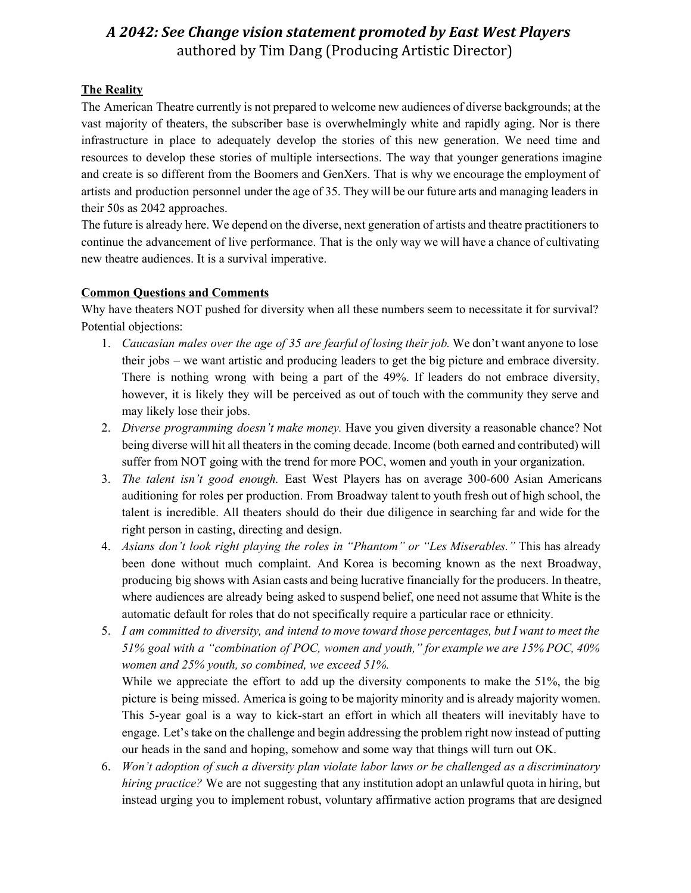# *A 2042: See Change vision statement promoted by East West Players*

authored by Tim Dang (Producing Artistic Director)

**The Reality**

The American Theatre currently is not prepared to welcome new audiences of diverse backgrounds; at the vast majority of theaters, the subscriber base is overwhelmingly white and rapidly aging. Nor is there infrastructure in place to adequately develop the stories of this new generation. We need time and resources to develop these stories of multiple intersections. The way that younger generations imagine and create is so different from the Boomers and GenXers. That is why we encourage the employment of artists and production personnel under the age of 35. They will be our future arts and managing leaders in their 50s as 2042 approaches.

The future is already here. We depend on the diverse, next generation of artists and theatre practitioners to continue the advancement of live performance. That is the only way we will have a chance of cultivating new theatre audiences. It is a survival imperative.

**Common Questions and Comments**

Why have theaters NOT pushed for diversity when all these numbers seem to necessitate it for survival? Potential objections:

1. *Caucasian males over the age of 35 are fearful of losing their job.* We don't want anyone to lose their jobs – we want artistic and producing leaders to get the big picture and embrace diversity. There is nothing wrong with being a part of the 49%. If leaders do not embrace diversity, however, it is likely they will be perceived as out of touch with the community they serve and may likely lose their jobs.
2. *Diverse programming doesn't make money.* Have you given diversity a reasonable chance? Not being diverse will hit all theaters in the coming decade. Income (both earned and contributed) will suffer from NOT going with the trend for more POC, women and youth in your organization.
3. *The talent isn't good enough.* East West Players has on average 300-600 Asian Americans auditioning for roles per production. From Broadway talent to youth fresh out of high school, the talent is incredible. All theaters should do their due diligence in searching far and wide for the right person in casting, directing and design.
4. *Asians don't look right playing the roles in "Phantom" or "Les Miserables."* This has already been done without much complaint. And Korea is becoming known as the next Broadway, producing big shows with Asian casts and being lucrative financially for the producers. In theatre, where audiences are already being asked to suspend belief, one need not assume that White is the automatic default for roles that do not specifically require a particular race or ethnicity.
5. *I am committed to diversity, and intend to move toward those percentages, but I want to meet the 51% goal with a "combination of POC, women and youth," for example we are 15% POC, 40% women and 25% youth, so combined, we exceed 51%.*

   While we appreciate the effort to add up the diversity components to make the 51%, the big picture is being missed. America is going to be majority minority and is already majority women. This 5-year goal is a way to kick-start an effort in which all theaters will inevitably have to engage. Let's take on the challenge and begin addressing the problem right now instead of putting our heads in the sand and hoping, somehow and some way that things will turn out OK.
6. *Won't adoption of such a diversity plan violate labor laws or be challenged as a discriminatory hiring practice?* We are not suggesting that any institution adopt an unlawful quota in hiring, but instead urging you to implement robust, voluntary affirmative action programs that are designed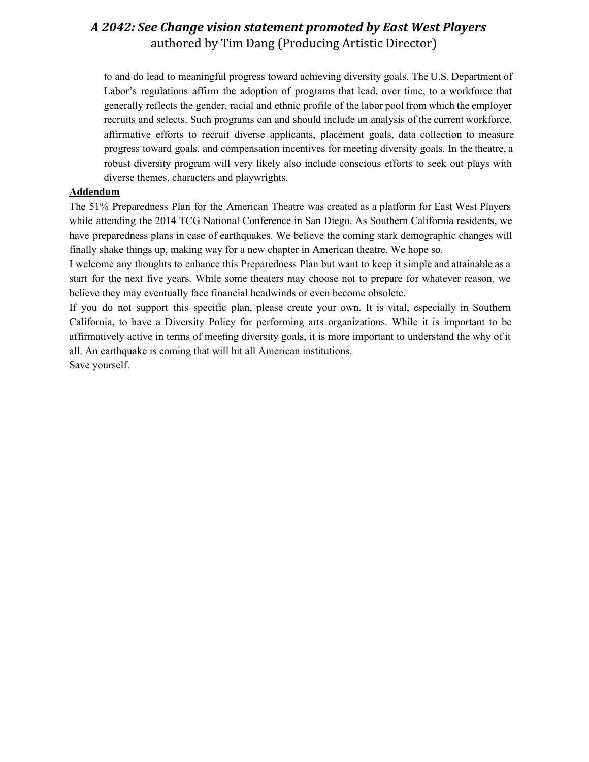to and do lead to meaningful progress toward achieving diversity goals. The U.S. Department of Labor's regulations affirm the adoption of programs that lead, over time, to a workforce that generally reflects the gender, racial and ethnic profile of the labor pool from which the employer recruits and selects. Such programs can and should include an analysis of the current workforce, affirmative efforts to recruit diverse applicants, placement goals, data collection to measure progress toward goals, and compensation incentives for meeting diversity goals. In the theatre, a robust diversity program will very likely also include conscious efforts to seek out plays with diverse themes, characters and playwrights.

**Addendum**

The 51% Preparedness Plan for the American Theatre was created as a platform for East West Players while attending the 2014 TCG National Conference in San Diego. As Southern California residents, we have preparedness plans in case of earthquakes. We believe the coming stark demographic changes will finally shake things up, making way for a new chapter in American theatre. We hope so.

I welcome any thoughts to enhance this Preparedness Plan but want to keep it simple and attainable as a start for the next five years. While some theaters may choose not to prepare for whatever reason, we believe they may eventually face financial headwinds or even become obsolete.

If you do not support this specific plan, please create your own. It is vital, especially in Southern California, to have a Diversity Policy for performing arts organizations. While it is important to be affirmatively active in terms of meeting diversity goals, it is more important to understand the why of it all. An earthquake is coming that will hit all American institutions.

Save yourself.